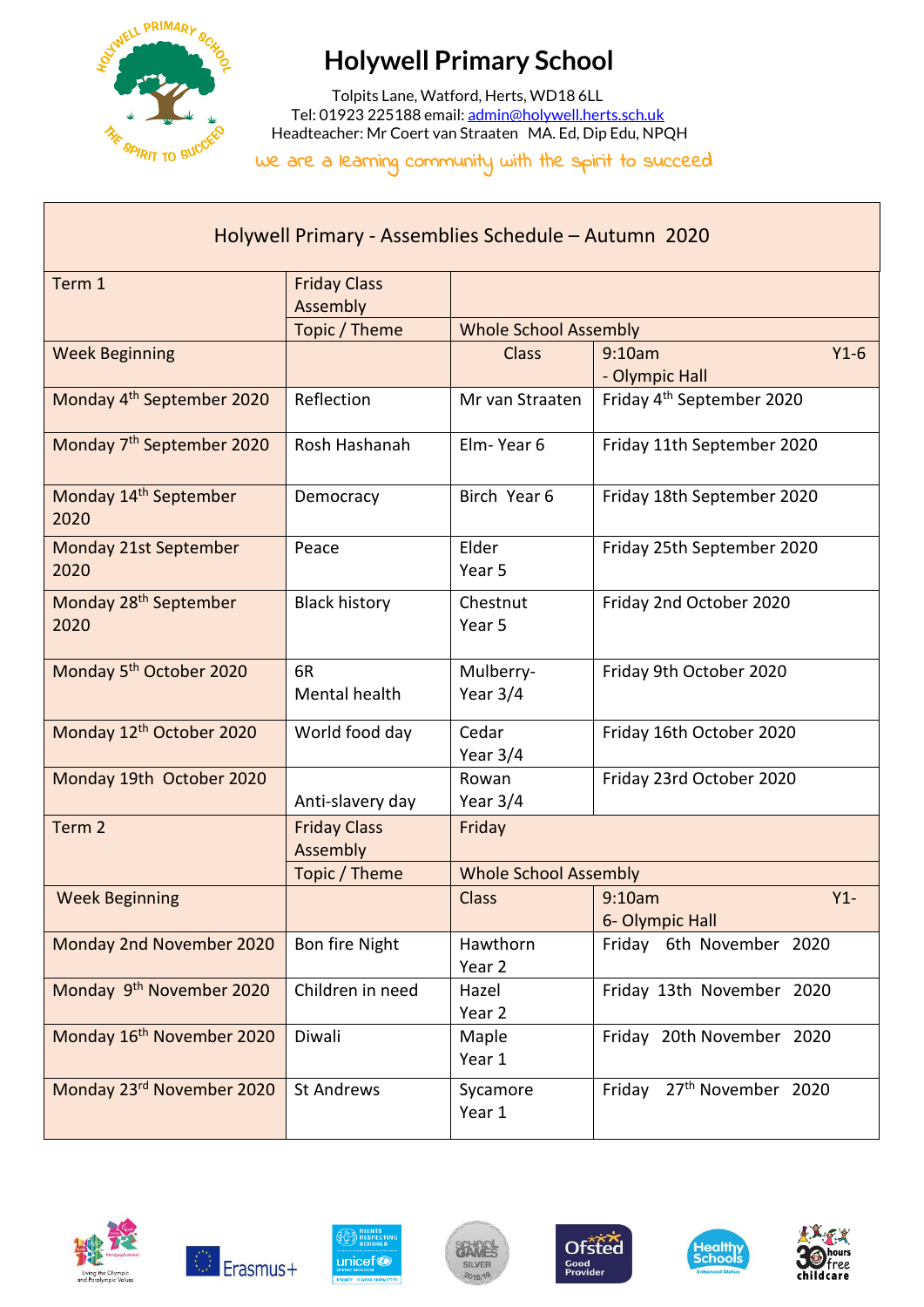# Holywell Primary School

Tolpits Lane, Watford, Herts, WD18 6LL
Tel: 01923 225188 email: admin@holywell.herts.sch.uk
Headteacher: Mr Coert van Straaten MA. Ed, Dip Edu, NPQH

we are a learning community with the spirit to succeed

| Holywell Primary - Assemblies Schedule – Autumn 2020 | | | |
|---|---|---|---|
| Term 1 | Friday Class Assembly | | |
| | Topic / Theme | Whole School Assembly | |
| Week Beginning | | Class | 9:10am Y1-6 - Olympic Hall |
| Monday 4th September 2020 | Reflection | Mr van Straaten | Friday 4th September 2020 |
| Monday 7th September 2020 | Rosh Hashanah | Elm- Year 6 | Friday 11th September 2020 |
| Monday 14th September 2020 | Democracy | Birch Year 6 | Friday 18th September 2020 |
| Monday 21st September 2020 | Peace | Elder Year 5 | Friday 25th September 2020 |
| Monday 28th September 2020 | Black history | Chestnut Year 5 | Friday 2nd October 2020 |
| Monday 5th October 2020 | 6R Mental health | Mulberry- Year 3/4 | Friday 9th October 2020 |
| Monday 12th October 2020 | World food day | Cedar Year 3/4 | Friday 16th October 2020 |
| Monday 19th October 2020 | Anti-slavery day | Rowan Year 3/4 | Friday 23rd October 2020 |
| Term 2 | Friday Class Assembly | Friday | |
| | Topic / Theme | Whole School Assembly | |
| Week Beginning | | Class | 9:10am Y1-6- Olympic Hall |
| Monday 2nd November 2020 | Bon fire Night | Hawthorn Year 2 | Friday 6th November 2020 |
| Monday 9th November 2020 | Children in need | Hazel Year 2 | Friday 13th November 2020 |
| Monday 16th November 2020 | Diwali | Maple Year 1 | Friday 20th November 2020 |
| Monday 23rd November 2020 | St Andrews | Sycamore Year 1 | Friday 27th November 2020 |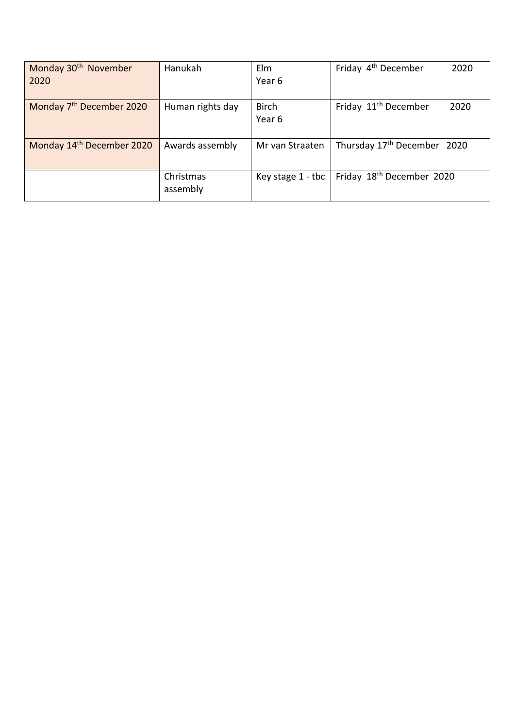| | | | |
|---|---|---|---|
| Monday 30th November 2020 | Hanukah | Elm Year 6 | Friday 4th December 2020 |
| Monday 7th December 2020 | Human rights day | Birch Year 6 | Friday 11th December 2020 |
| Monday 14th December 2020 | Awards assembly | Mr van Straaten | Thursday 17th December 2020 |
| | Christmas assembly | Key stage 1 - tbc | Friday 18th December 2020 |